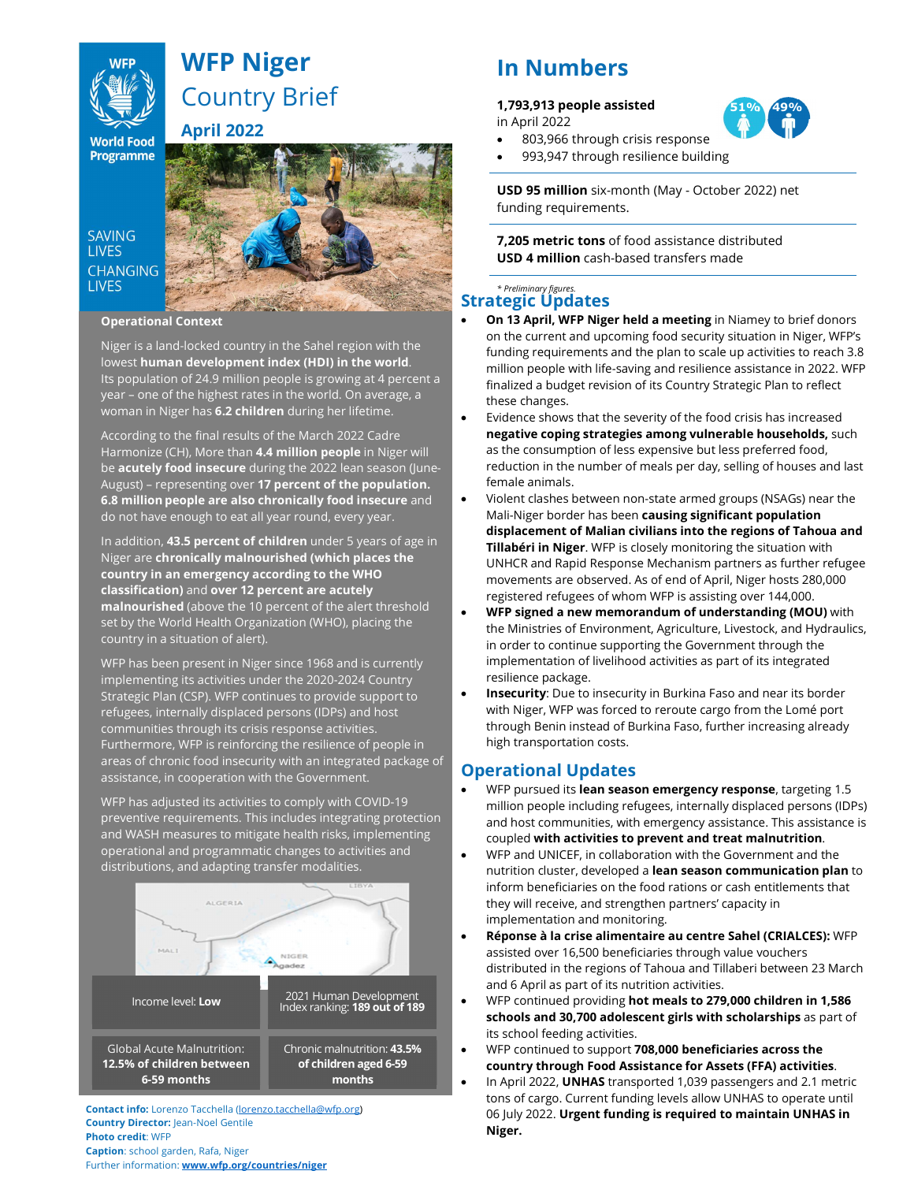# WFP Niger

## Country Brief

### April 2022

World Food Programme

SAVING LIVES CHANGING LIVES

## Operational Context

Niger is a land-locked country in the Sahel region with the lowest **human development index (HDI) in the world**. Its population of 24.9 million people is growing at 4 percent a year – one of the highest rates in the world. On average, a woman in Niger has **6.2 children** during her lifetime.

According to the final results of the March 2022 Cadre Harmonize (CH), More than **4.4 million people** in Niger will be **acutely food insecure** during the 2022 lean season (June-August) – representing over **17 percent of the population. 6.8 million people are also chronically food insecure** and do not have enough to eat all year round, every year.

In addition, **43.5 percent of children** under 5 years of age in Niger are **chronically malnourished (which places the country in an emergency according to the WHO classification)** and **over 12 percent are acutely malnourished** (above the 10 percent of the alert threshold set by the World Health Organization (WHO), placing the country in a situation of alert).

WFP has been present in Niger since 1968 and is currently implementing its activities under the 2020-2024 Country Strategic Plan (CSP). WFP continues to provide support to refugees, internally displaced persons (IDPs) and host communities through its crisis response activities. Furthermore, WFP is reinforcing the resilience of people in areas of chronic food insecurity with an integrated package of assistance, in cooperation with the Government.

WFP has adjusted its activities to comply with COVID-19 preventive requirements. This includes integrating protection and WASH measures to mitigate health risks, implementing operational and programmatic changes to activities and distributions, and adapting transfer modalities.

| Income level: **Low** | 2021 Human Development Index ranking: **189 out of 189** |
|---|---|
| Global Acute Malnutrition: **12.5% of children between 6-59 months** | Chronic malnutrition: **43.5% of children aged 6-59 months** |

**Contact info:** Lorenzo Tacchella (lorenzo.tacchella@wfp.org)
**Country Director:** Jean-Noel Gentile
**Photo credit**: WFP
**Caption**: school garden, Rafa, Niger
Further information: **www.wfp.org/countries/niger**

## In Numbers

**1,793,913 people assisted** in April 2022

51% 49%

- 803,966 through crisis response
- 993,947 through resilience building

**USD 95 million** six-month (May - October 2022) net funding requirements.

**7,205 metric tons** of food assistance distributed
**USD 4 million** cash-based transfers made

*\* Preliminary figures.*

## Strategic Updates

- **On 13 April, WFP Niger held a meeting** in Niamey to brief donors on the current and upcoming food security situation in Niger, WFP's funding requirements and the plan to scale up activities to reach 3.8 million people with life-saving and resilience assistance in 2022. WFP finalized a budget revision of its Country Strategic Plan to reflect these changes.
- Evidence shows that the severity of the food crisis has increased **negative coping strategies among vulnerable households,** such as the consumption of less expensive but less preferred food, reduction in the number of meals per day, selling of houses and last female animals.
- Violent clashes between non-state armed groups (NSAGs) near the Mali-Niger border has been **causing significant population displacement of Malian civilians into the regions of Tahoua and Tillabéri in Niger**. WFP is closely monitoring the situation with UNHCR and Rapid Response Mechanism partners as further refugee movements are observed. As of end of April, Niger hosts 280,000 registered refugees of whom WFP is assisting over 144,000.
- **WFP signed a new memorandum of understanding (MOU)** with the Ministries of Environment, Agriculture, Livestock, and Hydraulics, in order to continue supporting the Government through the implementation of livelihood activities as part of its integrated resilience package.
- **Insecurity**: Due to insecurity in Burkina Faso and near its border with Niger, WFP was forced to reroute cargo from the Lomé port through Benin instead of Burkina Faso, further increasing already high transportation costs.

## Operational Updates

- WFP pursued its **lean season emergency response**, targeting 1.5 million people including refugees, internally displaced persons (IDPs) and host communities, with emergency assistance. This assistance is coupled **with activities to prevent and treat malnutrition**.
- WFP and UNICEF, in collaboration with the Government and the nutrition cluster, developed a **lean season communication plan** to inform beneficiaries on the food rations or cash entitlements that they will receive, and strengthen partners' capacity in implementation and monitoring.
- **Réponse à la crise alimentaire au centre Sahel (CRIALCES):** WFP assisted over 16,500 beneficiaries through value vouchers distributed in the regions of Tahoua and Tillaberi between 23 March and 6 April as part of its nutrition activities.
- WFP continued providing **hot meals to 279,000 children in 1,586 schools and 30,700 adolescent girls with scholarships** as part of its school feeding activities.
- WFP continued to support **708,000 beneficiaries across the country through Food Assistance for Assets (FFA) activities**.
- In April 2022, **UNHAS** transported 1,039 passengers and 2.1 metric tons of cargo. Current funding levels allow UNHAS to operate until 06 July 2022. **Urgent funding is required to maintain UNHAS in Niger.**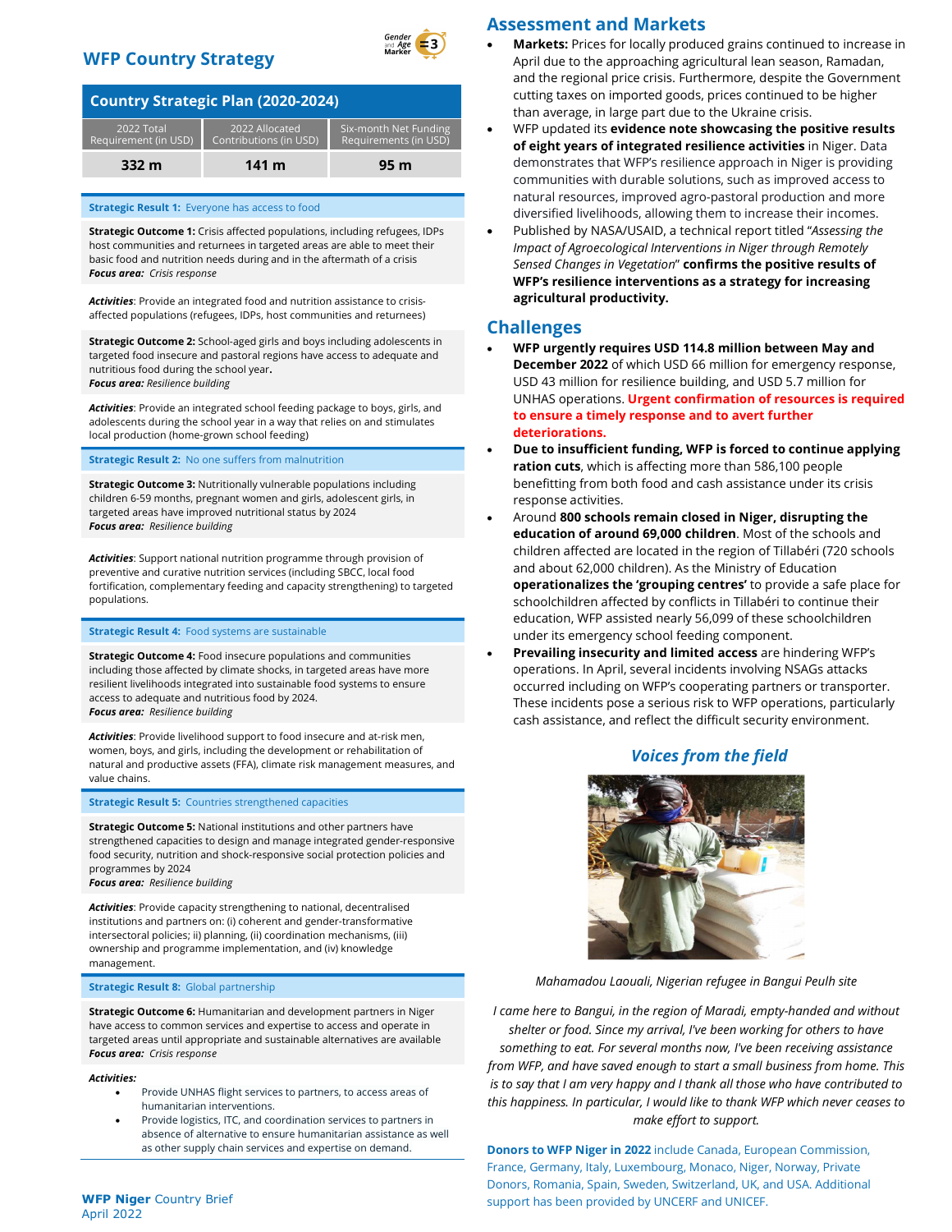## WFP Country Strategy

Gender and Age Marker 3

| Country Strategic Plan (2020-2024) | | |
|---|---|---|
| 2022 Total Requirement (in USD) | 2022 Allocated Contributions (in USD) | Six-month Net Funding Requirements (in USD) |
| **332 m** | **141 m** | **95 m** |

**Strategic Result 1:** Everyone has access to food

**Strategic Outcome 1:** Crisis affected populations, including refugees, IDPs host communities and returnees in targeted areas are able to meet their basic food and nutrition needs during and in the aftermath of a crisis
***Focus area:*** *Crisis response*

***Activities***: Provide an integrated food and nutrition assistance to crisis-affected populations (refugees, IDPs, host communities and returnees)

**Strategic Outcome 2:** School-aged girls and boys including adolescents in targeted food insecure and pastoral regions have access to adequate and nutritious food during the school year.
***Focus area:*** *Resilience building*

***Activities***: Provide an integrated school feeding package to boys, girls, and adolescents during the school year in a way that relies on and stimulates local production (home-grown school feeding)

**Strategic Result 2:** No one suffers from malnutrition

**Strategic Outcome 3:** Nutritionally vulnerable populations including children 6-59 months, pregnant women and girls, adolescent girls, in targeted areas have improved nutritional status by 2024
***Focus area:*** *Resilience building*

***Activities***: Support national nutrition programme through provision of preventive and curative nutrition services (including SBCC, local food fortification, complementary feeding and capacity strengthening) to targeted populations.

**Strategic Result 4:** Food systems are sustainable

**Strategic Outcome 4:** Food insecure populations and communities including those affected by climate shocks, in targeted areas have more resilient livelihoods integrated into sustainable food systems to ensure access to adequate and nutritious food by 2024.
***Focus area:*** *Resilience building*

***Activities***: Provide livelihood support to food insecure and at-risk men, women, boys, and girls, including the development or rehabilitation of natural and productive assets (FFA), climate risk management measures, and value chains.

**Strategic Result 5:** Countries strengthened capacities

**Strategic Outcome 5:** National institutions and other partners have strengthened capacities to design and manage integrated gender-responsive food security, nutrition and shock-responsive social protection policies and programmes by 2024
***Focus area:*** *Resilience building*

***Activities***: Provide capacity strengthening to national, decentralised institutions and partners on: (i) coherent and gender-transformative intersectoral policies; ii) planning, (ii) coordination mechanisms, (iii) ownership and programme implementation, and (iv) knowledge management.

**Strategic Result 8:** Global partnership

**Strategic Outcome 6:** Humanitarian and development partners in Niger have access to common services and expertise to access and operate in targeted areas until appropriate and sustainable alternatives are available
***Focus area:*** *Crisis response*

***Activities:***

- Provide UNHAS flight services to partners, to access areas of humanitarian interventions.
- Provide logistics, ITC, and coordination services to partners in absence of alternative to ensure humanitarian assistance as well as other supply chain services and expertise on demand.

## Assessment and Markets

- **Markets:** Prices for locally produced grains continued to increase in April due to the approaching agricultural lean season, Ramadan, and the regional price crisis. Furthermore, despite the Government cutting taxes on imported goods, prices continued to be higher than average, in large part due to the Ukraine crisis.
- WFP updated its **evidence note showcasing the positive results of eight years of integrated resilience activities** in Niger. Data demonstrates that WFP's resilience approach in Niger is providing communities with durable solutions, such as improved access to natural resources, improved agro-pastoral production and more diversified livelihoods, allowing them to increase their incomes.
- Published by NASA/USAID, a technical report titled "*Assessing the Impact of Agroecological Interventions in Niger through Remotely Sensed Changes in Vegetation*" **confirms the positive results of WFP's resilience interventions as a strategy for increasing agricultural productivity.**

## Challenges

- **WFP urgently requires USD 114.8 million between May and December 2022** of which USD 66 million for emergency response, USD 43 million for resilience building, and USD 5.7 million for UNHAS operations. **Urgent confirmation of resources is required to ensure a timely response and to avert further deteriorations.**
- **Due to insufficient funding, WFP is forced to continue applying ration cuts**, which is affecting more than 586,100 people benefitting from both food and cash assistance under its crisis response activities.
- Around **800 schools remain closed in Niger, disrupting the education of around 69,000 children**. Most of the schools and children affected are located in the region of Tillabéri (720 schools and about 62,000 children). As the Ministry of Education **operationalizes the 'grouping centres'** to provide a safe place for schoolchildren affected by conflicts in Tillabéri to continue their education, WFP assisted nearly 56,099 of these schoolchildren under its emergency school feeding component.
- **Prevailing insecurity and limited access** are hindering WFP's operations. In April, several incidents involving NSAGs attacks occurred including on WFP's cooperating partners or transporter. These incidents pose a serious risk to WFP operations, particularly cash assistance, and reflect the difficult security environment.

### *Voices from the field*

*Mahamadou Laouali, Nigerian refugee in Bangui Peulh site*

*I came here to Bangui, in the region of Maradi, empty-handed and without shelter or food. Since my arrival, I've been working for others to have something to eat. For several months now, I've been receiving assistance from WFP, and have saved enough to start a small business from home. This is to say that I am very happy and I thank all those who have contributed to this happiness. In particular, I would like to thank WFP which never ceases to make effort to support.*

**Donors to WFP Niger in 2022** include Canada, European Commission, France, Germany, Italy, Luxembourg, Monaco, Niger, Norway, Private Donors, Romania, Spain, Sweden, Switzerland, UK, and USA. Additional support has been provided by UNCERF and UNICEF.